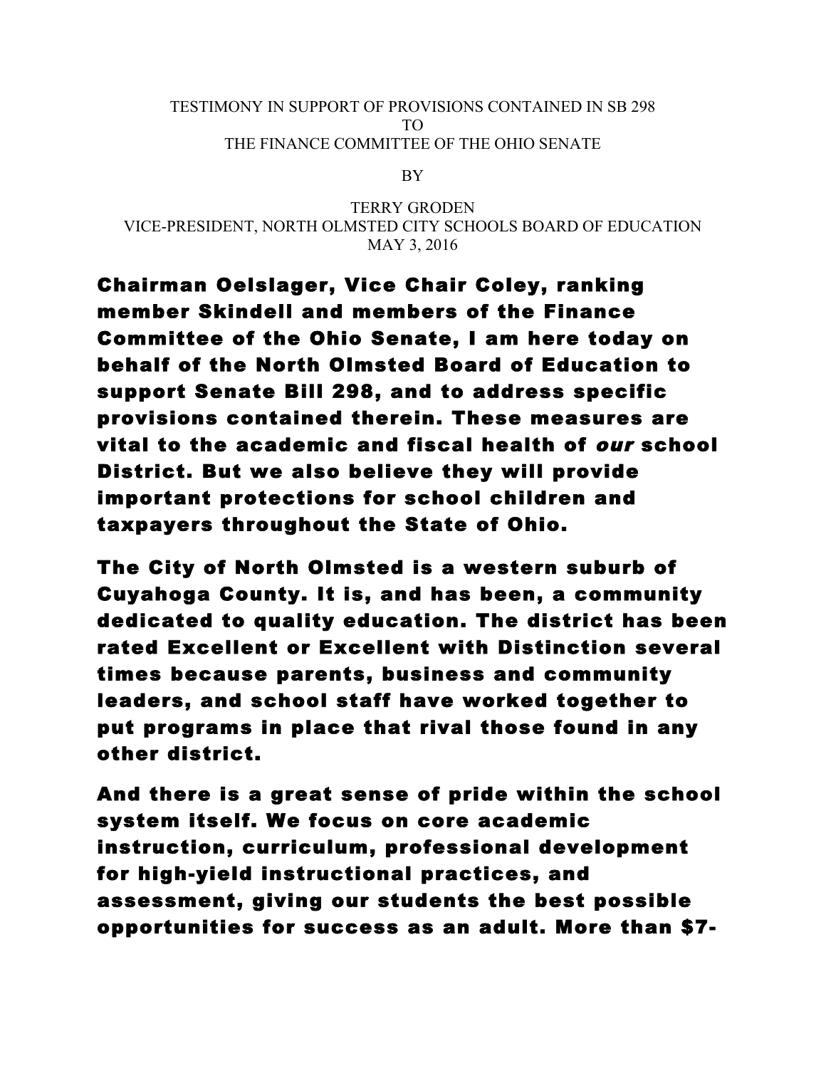TESTIMONY IN SUPPORT OF PROVISIONS CONTAINED IN SB 298
TO
THE FINANCE COMMITTEE OF THE OHIO SENATE

BY

TERRY GRODEN
VICE-PRESIDENT, NORTH OLMSTED CITY SCHOOLS BOARD OF EDUCATION
MAY 3, 2016

Chairman Oelslager, Vice Chair Coley, ranking member Skindell and members of the Finance Committee of the Ohio Senate, I am here today on behalf of the North Olmsted Board of Education to support Senate Bill 298, and to address specific provisions contained therein. These measures are vital to the academic and fiscal health of *our* school District. But we also believe they will provide important protections for school children and taxpayers throughout the State of Ohio.

The City of North Olmsted is a western suburb of Cuyahoga County. It is, and has been, a community dedicated to quality education. The district has been rated Excellent or Excellent with Distinction several times because parents, business and community leaders, and school staff have worked together to put programs in place that rival those found in any other district.

And there is a great sense of pride within the school system itself. We focus on core academic instruction, curriculum, professional development for high-yield instructional practices, and assessment, giving our students the best possible opportunities for success as an adult. More than $7-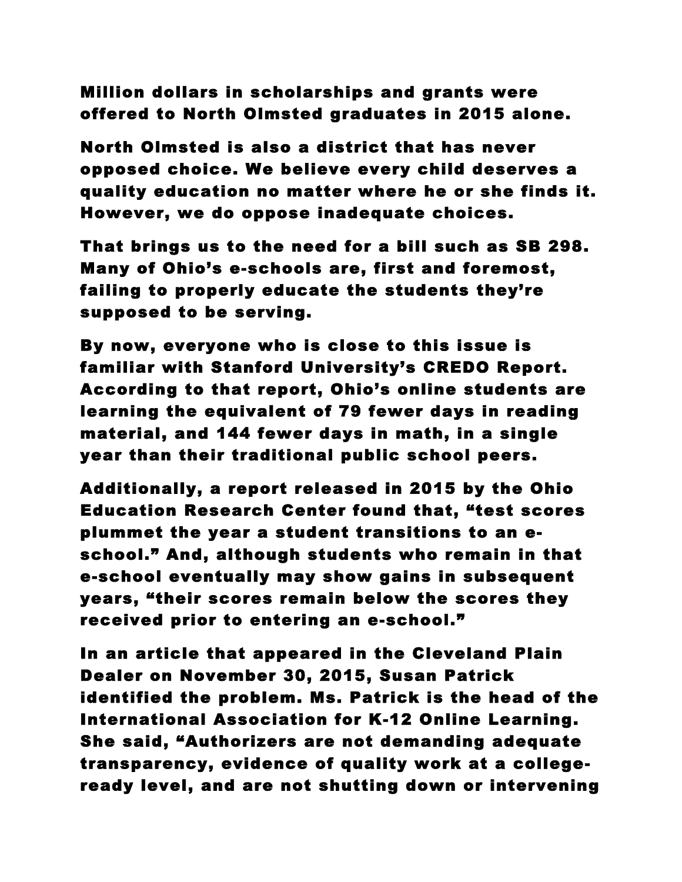Million dollars in scholarships and grants were offered to North Olmsted graduates in 2015 alone.

North Olmsted is also a district that has never opposed choice. We believe every child deserves a quality education no matter where he or she finds it. However, we do oppose inadequate choices.

That brings us to the need for a bill such as SB 298. Many of Ohio's e-schools are, first and foremost, failing to properly educate the students they're supposed to be serving.

By now, everyone who is close to this issue is familiar with Stanford University's CREDO Report. According to that report, Ohio's online students are learning the equivalent of 79 fewer days in reading material, and 144 fewer days in math, in a single year than their traditional public school peers.

Additionally, a report released in 2015 by the Ohio Education Research Center found that, "test scores plummet the year a student transitions to an e-school." And, although students who remain in that e-school eventually may show gains in subsequent years, "their scores remain below the scores they received prior to entering an e-school."

In an article that appeared in the Cleveland Plain Dealer on November 30, 2015, Susan Patrick identified the problem. Ms. Patrick is the head of the International Association for K-12 Online Learning. She said, "Authorizers are not demanding adequate transparency, evidence of quality work at a college-ready level, and are not shutting down or intervening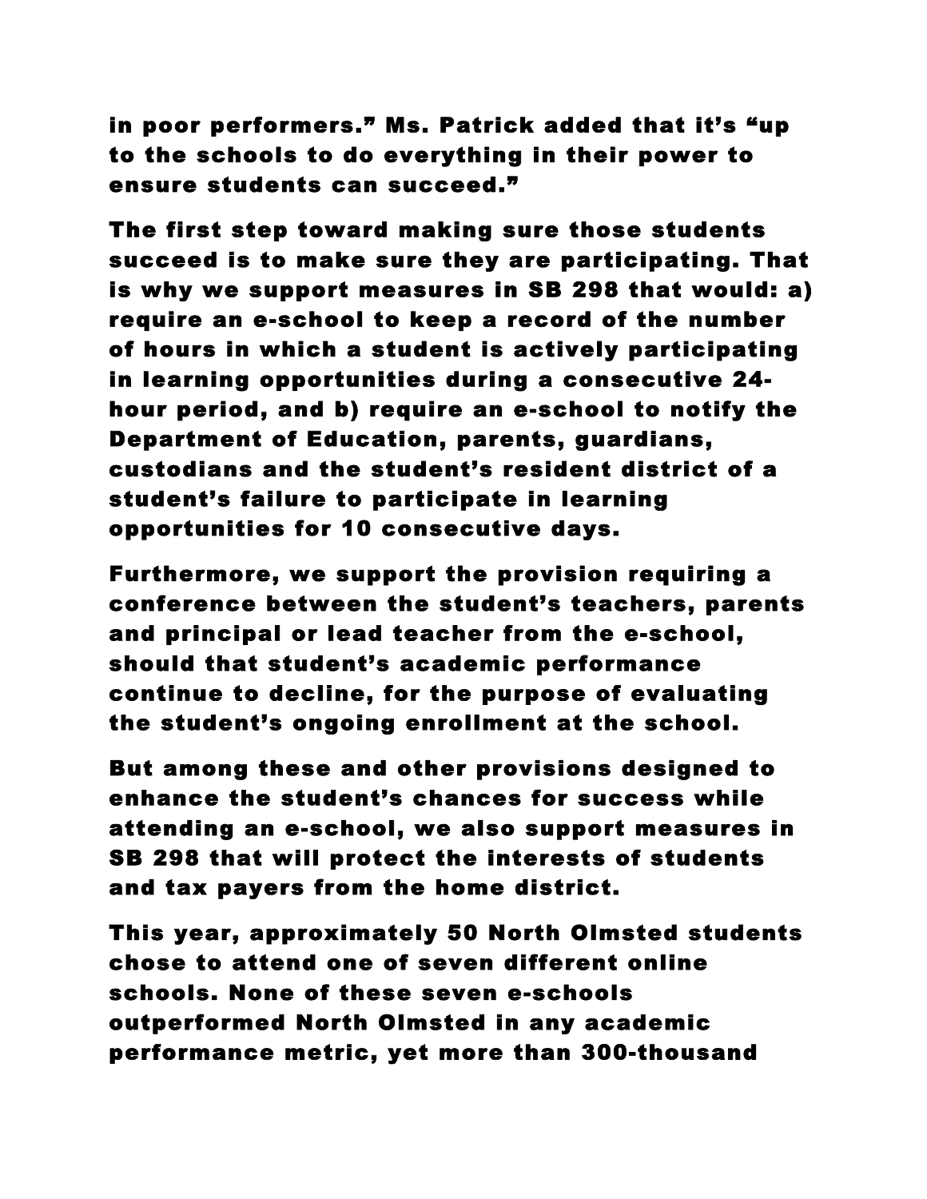in poor performers." Ms. Patrick added that it's "up to the schools to do everything in their power to ensure students can succeed."

The first step toward making sure those students succeed is to make sure they are participating. That is why we support measures in SB 298 that would: a) require an e-school to keep a record of the number of hours in which a student is actively participating in learning opportunities during a consecutive 24-hour period, and b) require an e-school to notify the Department of Education, parents, guardians, custodians and the student's resident district of a student's failure to participate in learning opportunities for 10 consecutive days.

Furthermore, we support the provision requiring a conference between the student's teachers, parents and principal or lead teacher from the e-school, should that student's academic performance continue to decline, for the purpose of evaluating the student's ongoing enrollment at the school.

But among these and other provisions designed to enhance the student's chances for success while attending an e-school, we also support measures in SB 298 that will protect the interests of students and tax payers from the home district.

This year, approximately 50 North Olmsted students chose to attend one of seven different online schools. None of these seven e-schools outperformed North Olmsted in any academic performance metric, yet more than 300-thousand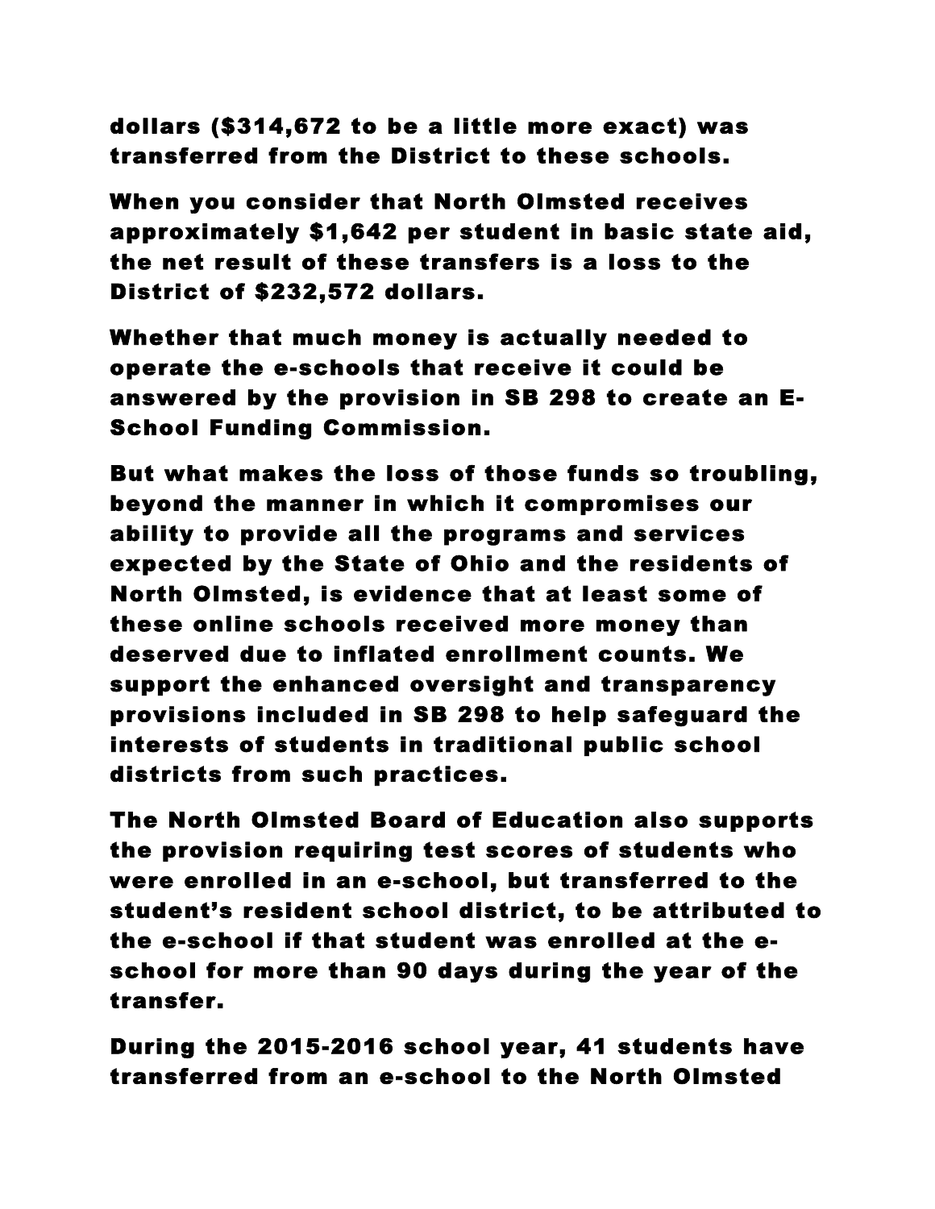dollars ($314,672 to be a little more exact) was transferred from the District to these schools.

When you consider that North Olmsted receives approximately $1,642 per student in basic state aid, the net result of these transfers is a loss to the District of $232,572 dollars.

Whether that much money is actually needed to operate the e-schools that receive it could be answered by the provision in SB 298 to create an E-School Funding Commission.

But what makes the loss of those funds so troubling, beyond the manner in which it compromises our ability to provide all the programs and services expected by the State of Ohio and the residents of North Olmsted, is evidence that at least some of these online schools received more money than deserved due to inflated enrollment counts. We support the enhanced oversight and transparency provisions included in SB 298 to help safeguard the interests of students in traditional public school districts from such practices.

The North Olmsted Board of Education also supports the provision requiring test scores of students who were enrolled in an e-school, but transferred to the student's resident school district, to be attributed to the e-school if that student was enrolled at the e-school for more than 90 days during the year of the transfer.

During the 2015-2016 school year, 41 students have transferred from an e-school to the North Olmsted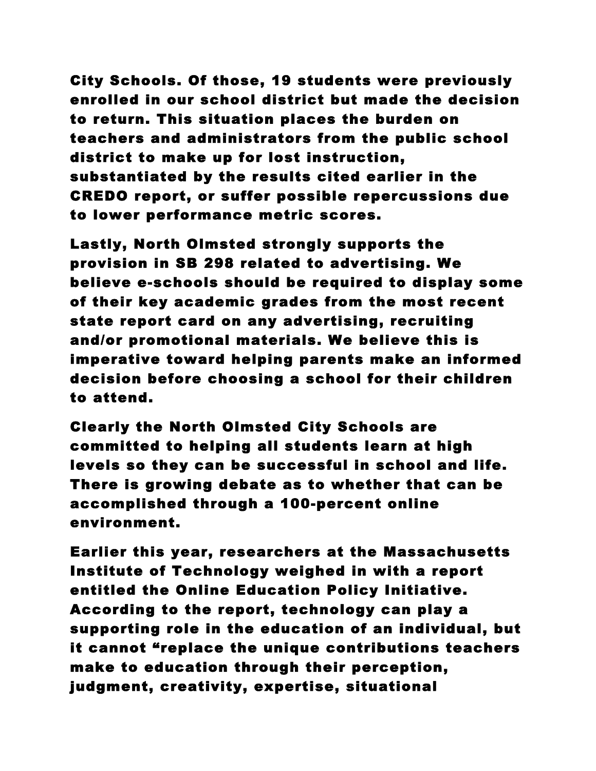City Schools. Of those, 19 students were previously enrolled in our school district but made the decision to return. This situation places the burden on teachers and administrators from the public school district to make up for lost instruction, substantiated by the results cited earlier in the CREDO report, or suffer possible repercussions due to lower performance metric scores.

Lastly, North Olmsted strongly supports the provision in SB 298 related to advertising. We believe e-schools should be required to display some of their key academic grades from the most recent state report card on any advertising, recruiting and/or promotional materials. We believe this is imperative toward helping parents make an informed decision before choosing a school for their children to attend.

Clearly the North Olmsted City Schools are committed to helping all students learn at high levels so they can be successful in school and life. There is growing debate as to whether that can be accomplished through a 100-percent online environment.

Earlier this year, researchers at the Massachusetts Institute of Technology weighed in with a report entitled the Online Education Policy Initiative. According to the report, technology can play a supporting role in the education of an individual, but it cannot "replace the unique contributions teachers make to education through their perception, judgment, creativity, expertise, situational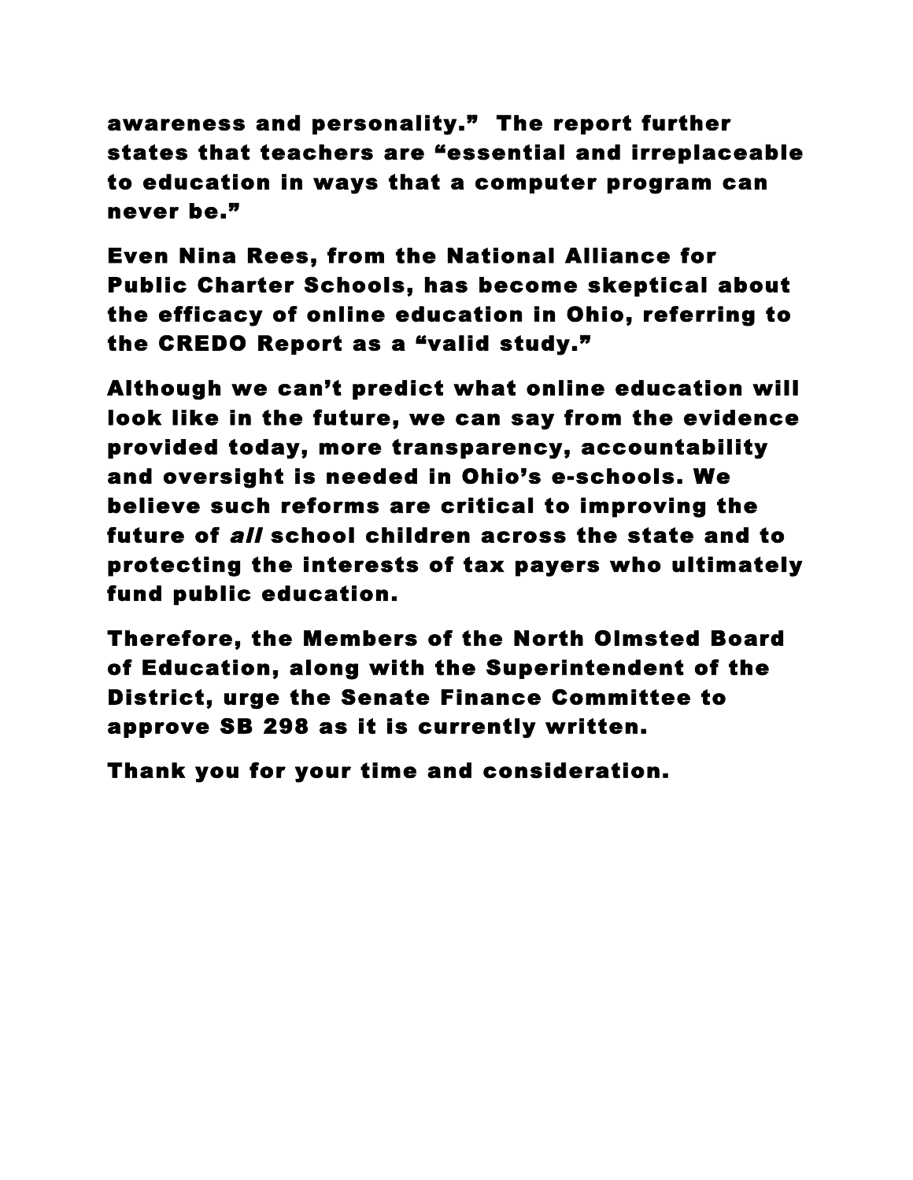awareness and personality." The report further states that teachers are "essential and irreplaceable to education in ways that a computer program can never be."

Even Nina Rees, from the National Alliance for Public Charter Schools, has become skeptical about the efficacy of online education in Ohio, referring to the CREDO Report as a "valid study."

Although we can't predict what online education will look like in the future, we can say from the evidence provided today, more transparency, accountability and oversight is needed in Ohio's e-schools. We believe such reforms are critical to improving the future of *all* school children across the state and to protecting the interests of tax payers who ultimately fund public education.

Therefore, the Members of the North Olmsted Board of Education, along with the Superintendent of the District, urge the Senate Finance Committee to approve SB 298 as it is currently written.

Thank you for your time and consideration.